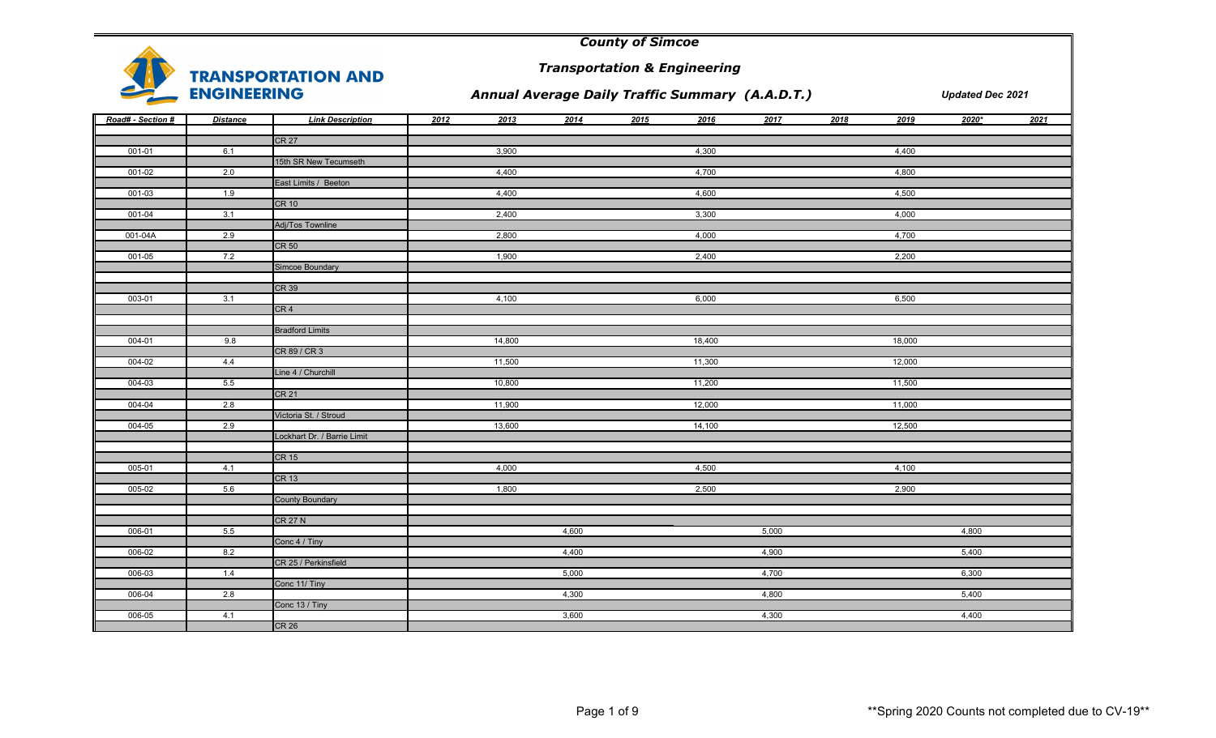# County of Simcoe

## Transportation & Engineering

### Annual Average Daily Traffic Summary (A.A.D.T.)

*Updated Dec 2021*

| Road# - Section # | Distance | Link Description | 2012 | 2013 | 2014 | 2015 | 2016 | 2017 | 2018 | 2019 | 2020* | 2021 |
|---|---|---|---|---|---|---|---|---|---|---|---|---|
| | | CR 27 | | | | | | | | | | |
| 001-01 | 6.1 | | | 3,900 | | | 4,300 | | | 4,400 | | |
| | | 15th SR New Tecumseth | | | | | | | | | | |
| 001-02 | 2.0 | | | 4,400 | | | 4,700 | | | 4,800 | | |
| | | East Limits / Beeton | | | | | | | | | | |
| 001-03 | 1.9 | | | 4,400 | | | 4,600 | | | 4,500 | | |
| | | CR 10 | | | | | | | | | | |
| 001-04 | 3.1 | | | 2,400 | | | 3,300 | | | 4,000 | | |
| | | Adj/Tos Townline | | | | | | | | | | |
| 001-04A | 2.9 | | | 2,800 | | | 4,000 | | | 4,700 | | |
| | | CR 50 | | | | | | | | | | |
| 001-05 | 7.2 | | | 1,900 | | | 2,400 | | | 2,200 | | |
| | | Simcoe Boundary | | | | | | | | | | |
| | | | | | | | | | | | | |
| | | CR 39 | | | | | | | | | | |
| 003-01 | 3.1 | | | 4,100 | | | 6,000 | | | 6,500 | | |
| | | CR 4 | | | | | | | | | | |
| | | | | | | | | | | | | |
| | | Bradford Limits | | | | | | | | | | |
| 004-01 | 9.8 | | | 14,800 | | | 18,400 | | | 18,000 | | |
| | | CR 89 / CR 3 | | | | | | | | | | |
| 004-02 | 4.4 | | | 11,500 | | | 11,300 | | | 12,000 | | |
| | | Line 4 / Churchill | | | | | | | | | | |
| 004-03 | 5.5 | | | 10,800 | | | 11,200 | | | 11,500 | | |
| | | CR 21 | | | | | | | | | | |
| 004-04 | 2.8 | | | 11,900 | | | 12,000 | | | 11,000 | | |
| | | Victoria St. / Stroud | | | | | | | | | | |
| 004-05 | 2.9 | | | 13,600 | | | 14,100 | | | 12,500 | | |
| | | Lockhart Dr. / Barrie Limit | | | | | | | | | | |
| | | | | | | | | | | | | |
| | | CR 15 | | | | | | | | | | |
| 005-01 | 4.1 | | | 4,000 | | | 4,500 | | | 4,100 | | |
| | | CR 13 | | | | | | | | | | |
| 005-02 | 5.6 | | | 1,800 | | | 2,500 | | | 2,900 | | |
| | | County Boundary | | | | | | | | | | |
| | | | | | | | | | | | | |
| | | CR 27 N | | | | | | | | | | |
| 006-01 | 5.5 | | | | 4,600 | | | 5,000 | | | 4,800 | |
| | | Conc 4 / Tiny | | | | | | | | | | |
| 006-02 | 8.2 | | | | 4,400 | | | 4,900 | | | 5,400 | |
| | | CR 25 / Perkinsfield | | | | | | | | | | |
| 006-03 | 1.4 | | | | 5,000 | | | 4,700 | | | 6,300 | |
| | | Conc 11/ Tiny | | | | | | | | | | |
| 006-04 | 2.8 | | | | 4,300 | | | 4,800 | | | 5,400 | |
| | | Conc 13 / Tiny | | | | | | | | | | |
| 006-05 | 4.1 | | | | 3,600 | | | 4,300 | | | 4,400 | |
| | | CR 26 | | | | | | | | | | |

**Spring 2020 Counts not completed due to CV-19**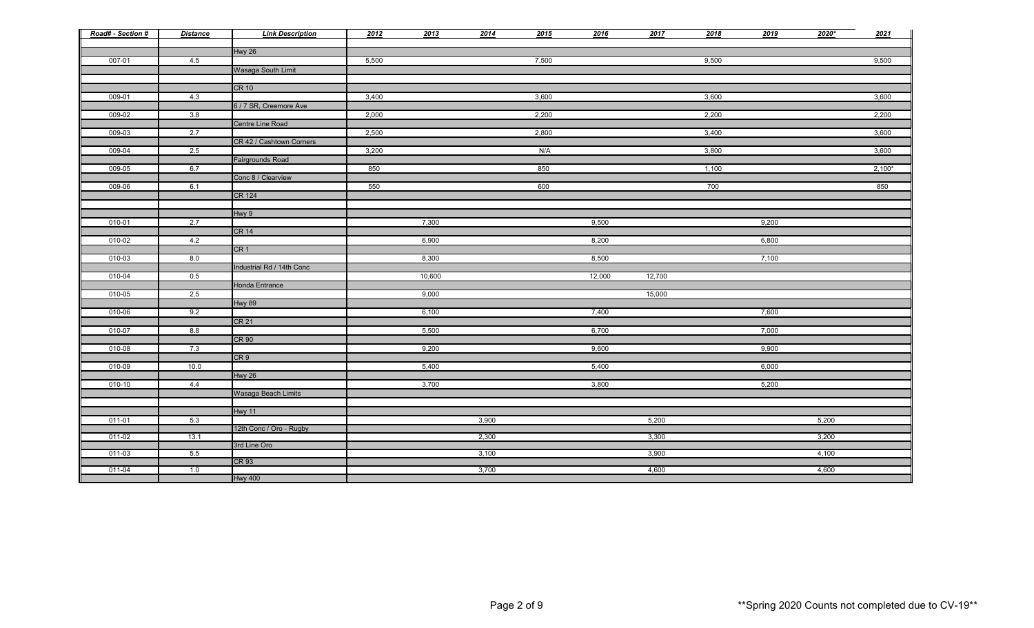| Road# - Section # | Distance | Link Description | 2012 | 2013 | 2014 | 2015 | 2016 | 2017 | 2018 | 2019 | 2020* | 2021 |
|---|---|---|---|---|---|---|---|---|---|---|---|---|
| | | Hwy 26 | | | | | | | | | | |
| 007-01 | 4.5 | | 5,500 | | | 7,500 | | | 9,500 | | | 9,500 |
| | | Wasaga South Limit | | | | | | | | | | |
| | | CR 10 | | | | | | | | | | |
| 009-01 | 4.3 | | 3,400 | | | 3,600 | | | 3,600 | | | 3,600 |
| | | 6 / 7 SR, Creemore Ave | | | | | | | | | | |
| 009-02 | 3.8 | | 2,000 | | | 2,200 | | | 2,200 | | | 2,200 |
| | | Centre Line Road | | | | | | | | | | |
| 009-03 | 2.7 | | 2,500 | | | 2,800 | | | 3,400 | | | 3,600 |
| | | CR 42 / Cashtown Corners | | | | | | | | | | |
| 009-04 | 2.5 | | 3,200 | | | N/A | | | 3,800 | | | 3,600 |
| | | Fairgrounds Road | | | | | | | | | | |
| 009-05 | 6.7 | | 850 | | | 850 | | | 1,100 | | | 2,100* |
| | | Conc 8 / Clearview | | | | | | | | | | |
| 009-06 | 6.1 | | 550 | | | 600 | | | 700 | | | 850 |
| | | CR 124 | | | | | | | | | | |
| | | Hwy 9 | | | | | | | | | | |
| 010-01 | 2.7 | | | 7,300 | | | 9,500 | | | 9,200 | | |
| | | CR 14 | | | | | | | | | | |
| 010-02 | 4.2 | | | 6,900 | | | 8,200 | | | 6,800 | | |
| | | CR 1 | | | | | | | | | | |
| 010-03 | 8.0 | | | 8,300 | | | 8,500 | | | 7,100 | | |
| | | Industrial Rd / 14th Conc | | | | | | | | | | |
| 010-04 | 0.5 | | | 10,600 | | | 12,000 | 12,700 | | | | |
| | | Honda Entrance | | | | | | | | | | |
| 010-05 | 2.5 | | | 9,000 | | | | 15,000 | | | | |
| | | Hwy 89 | | | | | | | | | | |
| 010-06 | 9.2 | | | 6,100 | | | 7,400 | | | 7,600 | | |
| | | CR 21 | | | | | | | | | | |
| 010-07 | 8.8 | | | 5,500 | | | 6,700 | | | 7,000 | | |
| | | CR 90 | | | | | | | | | | |
| 010-08 | 7.3 | | | 9,200 | | | 9,600 | | | 9,900 | | |
| | | CR 9 | | | | | | | | | | |
| 010-09 | 10.0 | | | 5,400 | | | 5,400 | | | 6,000 | | |
| | | Hwy 26 | | | | | | | | | | |
| 010-10 | 4.4 | | | 3,700 | | | 3,800 | | | 5,200 | | |
| | | Wasaga Beach Limits | | | | | | | | | | |
| | | Hwy 11 | | | | | | | | | | |
| 011-01 | 5.3 | | | | 3,900 | | | 5,200 | | | 5,200 | |
| | | 12th Conc / Oro - Rugby | | | | | | | | | | |
| 011-02 | 13.1 | | | | 2,300 | | | 3,300 | | | 3,200 | |
| | | 3rd Line Oro | | | | | | | | | | |
| 011-03 | 5.5 | | | | 3,100 | | | 3,900 | | | 4,100 | |
| | | CR 93 | | | | | | | | | | |
| 011-04 | 1.0 | | | | 3,700 | | | 4,600 | | | 4,600 | |
| | | Hwy 400 | | | | | | | | | | |

**Spring 2020 Counts not completed due to CV-19**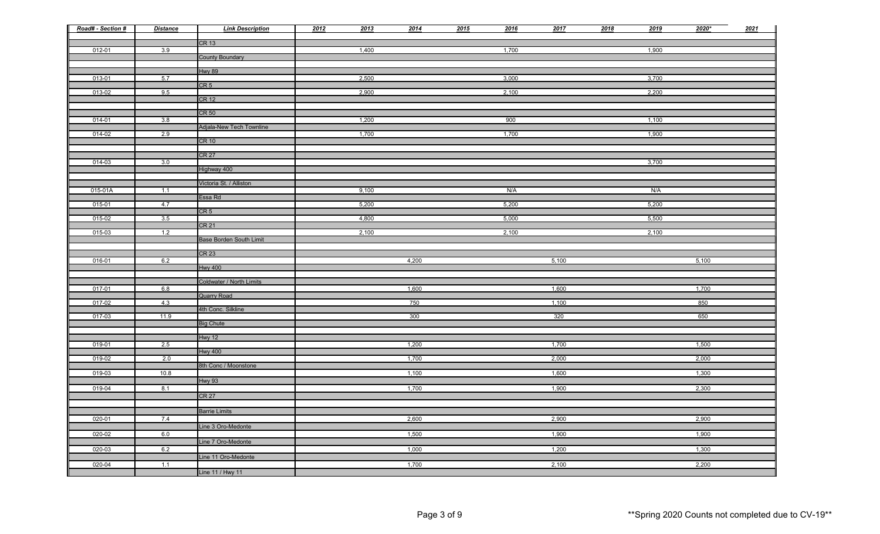| Road# - Section # | Distance | Link Description | 2012 | 2013 | 2014 | 2015 | 2016 | 2017 | 2018 | 2019 | 2020* | 2021 |
|---|---|---|---|---|---|---|---|---|---|---|---|---|
| | | CR 13 | | | | | | | | | | |
| 012-01 | 3.9 | | | 1,400 | | | 1,700 | | | 1,900 | | |
| | | County Boundary | | | | | | | | | | |
| | | Hwy 89 | | | | | | | | | | |
| 013-01 | 5.7 | | | 2,500 | | | 3,000 | | | 3,700 | | |
| | | CR 5 | | | | | | | | | | |
| 013-02 | 9.5 | | | 2,900 | | | 2,100 | | | 2,200 | | |
| | | CR 12 | | | | | | | | | | |
| | | CR 50 | | | | | | | | | | |
| 014-01 | 3.8 | | | 1,200 | | | 900 | | | 1,100 | | |
| | | Adjala-New Tech Townline | | | | | | | | | | |
| 014-02 | 2.9 | | | 1,700 | | | 1,700 | | | 1,900 | | |
| | | CR 10 | | | | | | | | | | |
| | | CR 27 | | | | | | | | | | |
| 014-03 | 3.0 | | | | | | | | | 3,700 | | |
| | | Highway 400 | | | | | | | | | | |
| | | Victoria St. / Alliston | | | | | | | | | | |
| 015-01A | 1.1 | | | 9,100 | | | N/A | | | N/A | | |
| | | Essa Rd | | | | | | | | | | |
| 015-01 | 4.7 | | | 5,200 | | | 5,200 | | | 5,200 | | |
| | | CR 5 | | | | | | | | | | |
| 015-02 | 3.5 | | | 4,800 | | | 5,000 | | | 5,500 | | |
| | | CR 21 | | | | | | | | | | |
| 015-03 | 1.2 | | | 2,100 | | | 2,100 | | | 2,100 | | |
| | | Base Borden South Limit | | | | | | | | | | |
| | | CR 23 | | | | | | | | | | |
| 016-01 | 6.2 | | | | 4,200 | | | 5,100 | | | 5,100 | |
| | | Hwy 400 | | | | | | | | | | |
| | | Coldwater / North Limits | | | | | | | | | | |
| 017-01 | 6.8 | | | | 1,600 | | | 1,600 | | | 1,700 | |
| | | Quarry Road | | | | | | | | | | |
| 017-02 | 4.3 | | | | 750 | | | 1,100 | | | 850 | |
| | | 4th Conc. Silkline | | | | | | | | | | |
| 017-03 | 11.9 | | | | 300 | | | 320 | | | 650 | |
| | | Big Chute | | | | | | | | | | |
| | | Hwy 12 | | | | | | | | | | |
| 019-01 | 2.5 | | | | 1,200 | | | 1,700 | | | 1,500 | |
| | | Hwy 400 | | | | | | | | | | |
| 019-02 | 2.0 | | | | 1,700 | | | 2,000 | | | 2,000 | |
| | | 8th Conc / Moonstone | | | | | | | | | | |
| 019-03 | 10.8 | | | | 1,100 | | | 1,600 | | | 1,300 | |
| | | Hwy 93 | | | | | | | | | | |
| 019-04 | 8.1 | | | | 1,700 | | | 1,900 | | | 2,300 | |
| | | CR 27 | | | | | | | | | | |
| | | Barrie Limits | | | | | | | | | | |
| 020-01 | 7.4 | | | | 2,600 | | | 2,900 | | | 2,900 | |
| | | Line 3 Oro-Medonte | | | | | | | | | | |
| 020-02 | 6.0 | | | | 1,500 | | | 1,900 | | | 1,900 | |
| | | Line 7 Oro-Medonte | | | | | | | | | | |
| 020-03 | 6.2 | | | | 1,000 | | | 1,200 | | | 1,300 | |
| | | Line 11 Oro-Medonte | | | | | | | | | | |
| 020-04 | 1.1 | | | | 1,700 | | | 2,100 | | | 2,200 | |
| | | Line 11 / Hwy 11 | | | | | | | | | | |

**Spring 2020 Counts not completed due to CV-19**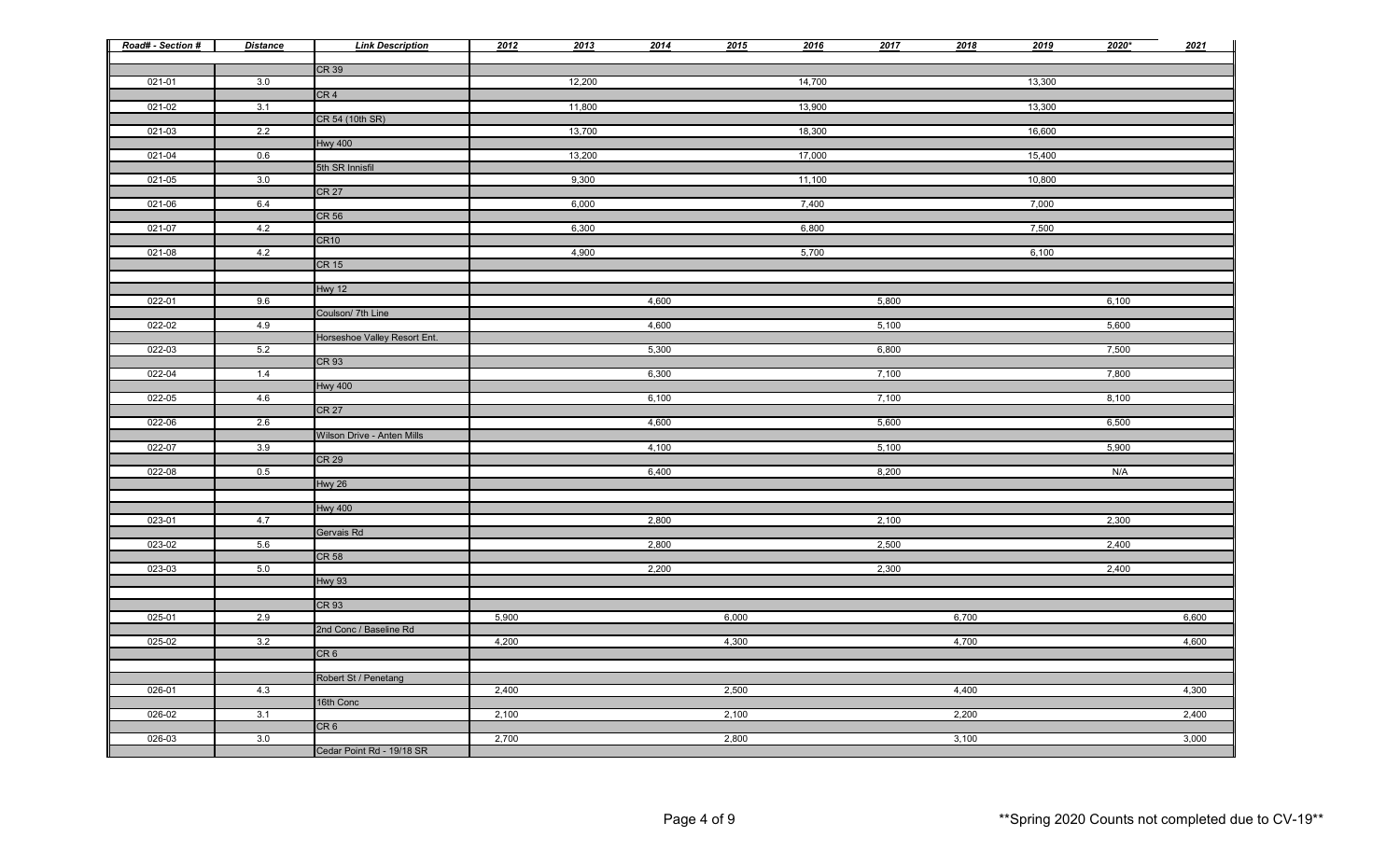| Road# - Section # | Distance | Link Description | 2012 | 2013 | 2014 | 2015 | 2016 | 2017 | 2018 | 2019 | 2020* | 2021 |
|---|---|---|---|---|---|---|---|---|---|---|---|---|
| | | CR 39 | | | | | | | | | | |
| 021-01 | 3.0 | | | 12,200 | | | 14,700 | | | 13,300 | | |
| | | CR 4 | | | | | | | | | | |
| 021-02 | 3.1 | | | 11,800 | | | 13,900 | | | 13,300 | | |
| | | CR 54 (10th SR) | | | | | | | | | | |
| 021-03 | 2.2 | | | 13,700 | | | 18,300 | | | 16,600 | | |
| | | Hwy 400 | | | | | | | | | | |
| 021-04 | 0.6 | | | 13,200 | | | 17,000 | | | 15,400 | | |
| | | 5th SR Innisfil | | | | | | | | | | |
| 021-05 | 3.0 | | | 9,300 | | | 11,100 | | | 10,800 | | |
| | | CR 27 | | | | | | | | | | |
| 021-06 | 6.4 | | | 6,000 | | | 7,400 | | | 7,000 | | |
| | | CR 56 | | | | | | | | | | |
| 021-07 | 4.2 | | | 6,300 | | | 6,800 | | | 7,500 | | |
| | | CR10 | | | | | | | | | | |
| 021-08 | 4.2 | | | 4,900 | | | 5,700 | | | 6,100 | | |
| | | CR 15 | | | | | | | | | | |
| | | | | | | | | | | | | |
| | | Hwy 12 | | | | | | | | | | |
| 022-01 | 9.6 | | | | 4,600 | | | 5,800 | | | 6,100 | |
| | | Coulson/ 7th Line | | | | | | | | | | |
| 022-02 | 4.9 | | | | 4,600 | | | 5,100 | | | 5,600 | |
| | | Horseshoe Valley Resort Ent. | | | | | | | | | | |
| 022-03 | 5.2 | | | | 5,300 | | | 6,800 | | | 7,500 | |
| | | CR 93 | | | | | | | | | | |
| 022-04 | 1.4 | | | | 6,300 | | | 7,100 | | | 7,800 | |
| | | Hwy 400 | | | | | | | | | | |
| 022-05 | 4.6 | | | | 6,100 | | | 7,100 | | | 8,100 | |
| | | CR 27 | | | | | | | | | | |
| 022-06 | 2.6 | | | | 4,600 | | | 5,600 | | | 6,500 | |
| | | Wilson Drive - Anten Mills | | | | | | | | | | |
| 022-07 | 3.9 | | | | 4,100 | | | 5,100 | | | 5,900 | |
| | | CR 29 | | | | | | | | | | |
| 022-08 | 0.5 | | | | 6,400 | | | 8,200 | | | N/A | |
| | | Hwy 26 | | | | | | | | | | |
| | | | | | | | | | | | | |
| | | Hwy 400 | | | | | | | | | | |
| 023-01 | 4.7 | | | | 2,800 | | | 2,100 | | | 2,300 | |
| | | Gervais Rd | | | | | | | | | | |
| 023-02 | 5.6 | | | | 2,800 | | | 2,500 | | | 2,400 | |
| | | CR 58 | | | | | | | | | | |
| 023-03 | 5.0 | | | | 2,200 | | | 2,300 | | | 2,400 | |
| | | Hwy 93 | | | | | | | | | | |
| | | | | | | | | | | | | |
| | | CR 93 | | | | | | | | | | |
| 025-01 | 2.9 | | 5,900 | | | 6,000 | | | 6,700 | | | 6,600 |
| | | 2nd Conc / Baseline Rd | | | | | | | | | | |
| 025-02 | 3.2 | | 4,200 | | | 4,300 | | | 4,700 | | | 4,600 |
| | | CR 6 | | | | | | | | | | |
| | | | | | | | | | | | | |
| | | Robert St / Penetang | | | | | | | | | | |
| 026-01 | 4.3 | | 2,400 | | | 2,500 | | | 4,400 | | | 4,300 |
| | | 16th Conc | | | | | | | | | | |
| 026-02 | 3.1 | | 2,100 | | | 2,100 | | | 2,200 | | | 2,400 |
| | | CR 6 | | | | | | | | | | |
| 026-03 | 3.0 | | 2,700 | | | 2,800 | | | 3,100 | | | 3,000 |
| | | Cedar Point Rd - 19/18 SR | | | | | | | | | | |

**Spring 2020 Counts not completed due to CV-19**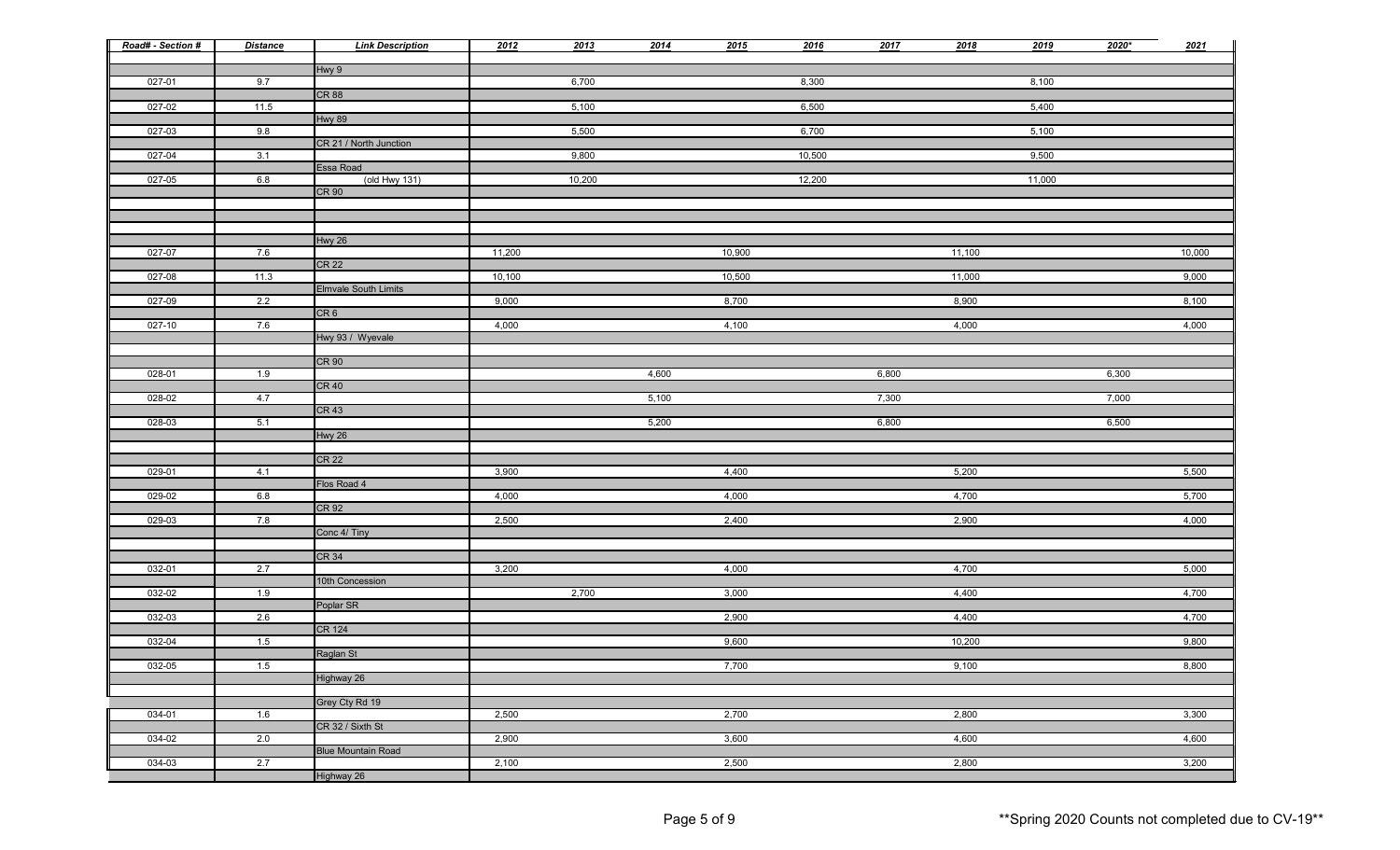| Road# - Section # | Distance | Link Description | 2012 | 2013 | 2014 | 2015 | 2016 | 2017 | 2018 | 2019 | 2020* | 2021 |
|---|---|---|---|---|---|---|---|---|---|---|---|---|
| | | Hwy 9 | | | | | | | | | | |
| 027-01 | 9.7 | | | 6,700 | | | 8,300 | | | 8,100 | | |
| | | CR 88 | | | | | | | | | | |
| 027-02 | 11.5 | | | 5,100 | | | 6,500 | | | 5,400 | | |
| | | Hwy 89 | | | | | | | | | | |
| 027-03 | 9.8 | | | 5,500 | | | 6,700 | | | 5,100 | | |
| | | CR 21 / North Junction | | | | | | | | | | |
| 027-04 | 3.1 | | | 9,800 | | | 10,500 | | | 9,500 | | |
| | | Essa Road | | | | | | | | | | |
| 027-05 | 6.8 | (old Hwy 131) | | 10,200 | | | 12,200 | | | 11,000 | | |
| | | CR 90 | | | | | | | | | | |
| | | Hwy 26 | | | | | | | | | | |
| 027-07 | 7.6 | | 11,200 | | | 10,900 | | | 11,100 | | | 10,000 |
| | | CR 22 | | | | | | | | | | |
| 027-08 | 11.3 | | 10,100 | | | 10,500 | | | 11,000 | | | 9,000 |
| | | Elmvale South Limits | | | | | | | | | | |
| 027-09 | 2.2 | | 9,000 | | | 8,700 | | | 8,900 | | | 8,100 |
| | | CR 6 | | | | | | | | | | |
| 027-10 | 7.6 | | 4,000 | | | 4,100 | | | 4,000 | | | 4,000 |
| | | Hwy 93 / Wyevale | | | | | | | | | | |
| | | CR 90 | | | | | | | | | | |
| 028-01 | 1.9 | | | | 4,600 | | | 6,800 | | | 6,300 | |
| | | CR 40 | | | | | | | | | | |
| 028-02 | 4.7 | | | | 5,100 | | | 7,300 | | | 7,000 | |
| | | CR 43 | | | | | | | | | | |
| 028-03 | 5.1 | | | | 5,200 | | | 6,800 | | | 6,500 | |
| | | Hwy 26 | | | | | | | | | | |
| | | CR 22 | | | | | | | | | | |
| 029-01 | 4.1 | | 3,900 | | | 4,400 | | | 5,200 | | | 5,500 |
| | | Flos Road 4 | | | | | | | | | | |
| 029-02 | 6.8 | | 4,000 | | | 4,000 | | | 4,700 | | | 5,700 |
| | | CR 92 | | | | | | | | | | |
| 029-03 | 7.8 | | 2,500 | | | 2,400 | | | 2,900 | | | 4,000 |
| | | Conc 4/ Tiny | | | | | | | | | | |
| | | CR 34 | | | | | | | | | | |
| 032-01 | 2.7 | | 3,200 | | | 4,000 | | | 4,700 | | | 5,000 |
| | | 10th Concession | | | | | | | | | | |
| 032-02 | 1.9 | | | 2,700 | | 3,000 | | | 4,400 | | | 4,700 |
| | | Poplar SR | | | | | | | | | | |
| 032-03 | 2.6 | | | | | 2,900 | | | 4,400 | | | 4,700 |
| | | CR 124 | | | | | | | | | | |
| 032-04 | 1.5 | | | | | 9,600 | | | 10,200 | | | 9,800 |
| | | Raglan St | | | | | | | | | | |
| 032-05 | 1.5 | | | | | 7,700 | | | 9,100 | | | 8,800 |
| | | Highway 26 | | | | | | | | | | |
| | | Grey Cty Rd 19 | | | | | | | | | | |
| 034-01 | 1.6 | | 2,500 | | | 2,700 | | | 2,800 | | | 3,300 |
| | | CR 32 / Sixth St | | | | | | | | | | |
| 034-02 | 2.0 | | 2,900 | | | 3,600 | | | 4,600 | | | 4,600 |
| | | Blue Mountain Road | | | | | | | | | | |
| 034-03 | 2.7 | | 2,100 | | | 2,500 | | | 2,800 | | | 3,200 |
| | | Highway 26 | | | | | | | | | | |

**Spring 2020 Counts not completed due to CV-19**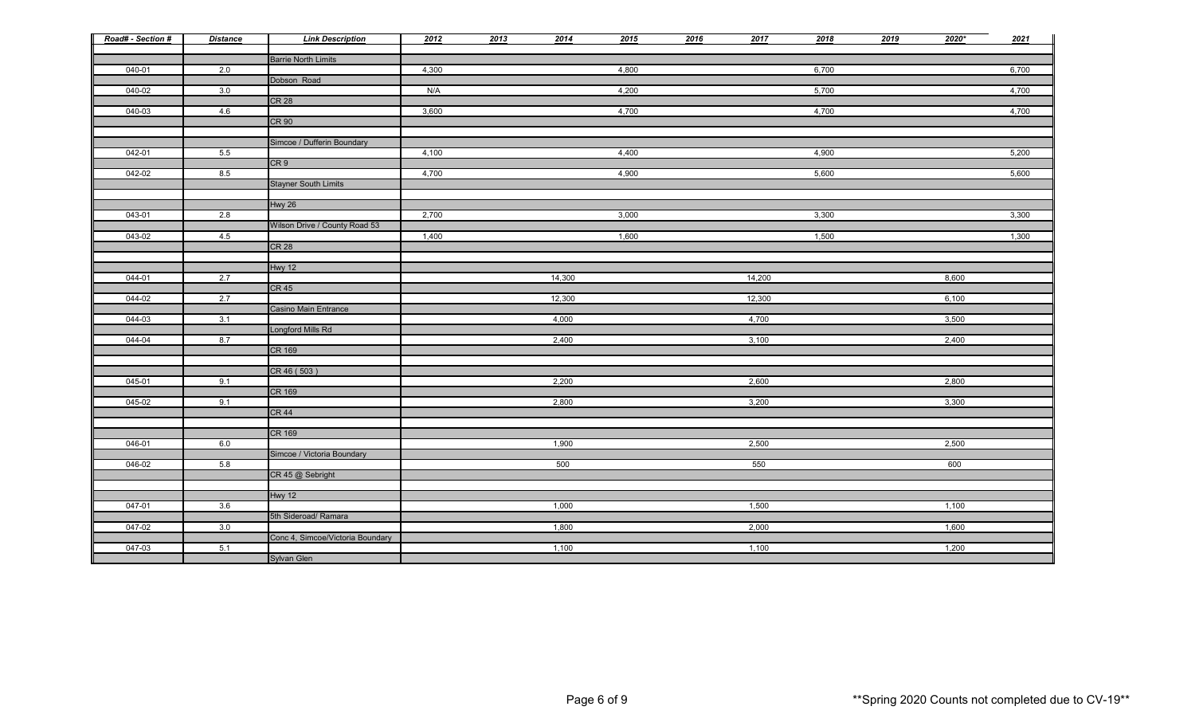| Road# - Section # | Distance | Link Description | 2012 | 2013 | 2014 | 2015 | 2016 | 2017 | 2018 | 2019 | 2020* | 2021 |
|---|---|---|---|---|---|---|---|---|---|---|---|---|
| | | Barrie North Limits | | | | | | | | | | |
| 040-01 | 2.0 | | 4,300 | | | 4,800 | | | 6,700 | | | 6,700 |
| | | Dobson Road | | | | | | | | | | |
| 040-02 | 3.0 | | N/A | | | 4,200 | | | 5,700 | | | 4,700 |
| | | CR 28 | | | | | | | | | | |
| 040-03 | 4.6 | | 3,600 | | | 4,700 | | | 4,700 | | | 4,700 |
| | | CR 90 | | | | | | | | | | |
| | | | | | | | | | | | | |
| | | Simcoe / Dufferin Boundary | | | | | | | | | | |
| 042-01 | 5.5 | | 4,100 | | | 4,400 | | | 4,900 | | | 5,200 |
| | | CR 9 | | | | | | | | | | |
| 042-02 | 8.5 | | 4,700 | | | 4,900 | | | 5,600 | | | 5,600 |
| | | Stayner South Limits | | | | | | | | | | |
| | | | | | | | | | | | | |
| | | Hwy 26 | | | | | | | | | | |
| 043-01 | 2.8 | | 2,700 | | | 3,000 | | | 3,300 | | | 3,300 |
| | | Wilson Drive / County Road 53 | | | | | | | | | | |
| 043-02 | 4.5 | | 1,400 | | | 1,600 | | | 1,500 | | | 1,300 |
| | | CR 28 | | | | | | | | | | |
| | | | | | | | | | | | | |
| | | Hwy 12 | | | | | | | | | | |
| 044-01 | 2.7 | | | | 14,300 | | | 14,200 | | | 8,600 | |
| | | CR 45 | | | | | | | | | | |
| 044-02 | 2.7 | | | | 12,300 | | | 12,300 | | | 6,100 | |
| | | Casino Main Entrance | | | | | | | | | | |
| 044-03 | 3.1 | | | | 4,000 | | | 4,700 | | | 3,500 | |
| | | Longford Mills Rd | | | | | | | | | | |
| 044-04 | 8.7 | | | | 2,400 | | | 3,100 | | | 2,400 | |
| | | CR 169 | | | | | | | | | | |
| | | | | | | | | | | | | |
| | | CR 46 ( 503 ) | | | | | | | | | | |
| 045-01 | 9.1 | | | | 2,200 | | | 2,600 | | | 2,800 | |
| | | CR 169 | | | | | | | | | | |
| 045-02 | 9.1 | | | | 2,800 | | | 3,200 | | | 3,300 | |
| | | CR 44 | | | | | | | | | | |
| | | | | | | | | | | | | |
| | | CR 169 | | | | | | | | | | |
| 046-01 | 6.0 | | | | 1,900 | | | 2,500 | | | 2,500 | |
| | | Simcoe / Victoria Boundary | | | | | | | | | | |
| 046-02 | 5.8 | | | | 500 | | | 550 | | | 600 | |
| | | CR 45 @ Sebright | | | | | | | | | | |
| | | | | | | | | | | | | |
| | | Hwy 12 | | | | | | | | | | |
| 047-01 | 3.6 | | | | 1,000 | | | 1,500 | | | 1,100 | |
| | | 5th Sideroad/ Ramara | | | | | | | | | | |
| 047-02 | 3.0 | | | | 1,800 | | | 2,000 | | | 1,600 | |
| | | Conc 4, Simcoe/Victoria Boundary | | | | | | | | | | |
| 047-03 | 5.1 | | | | 1,100 | | | 1,100 | | | 1,200 | |
| | | Sylvan Glen | | | | | | | | | | |

**Spring 2020 Counts not completed due to CV-19**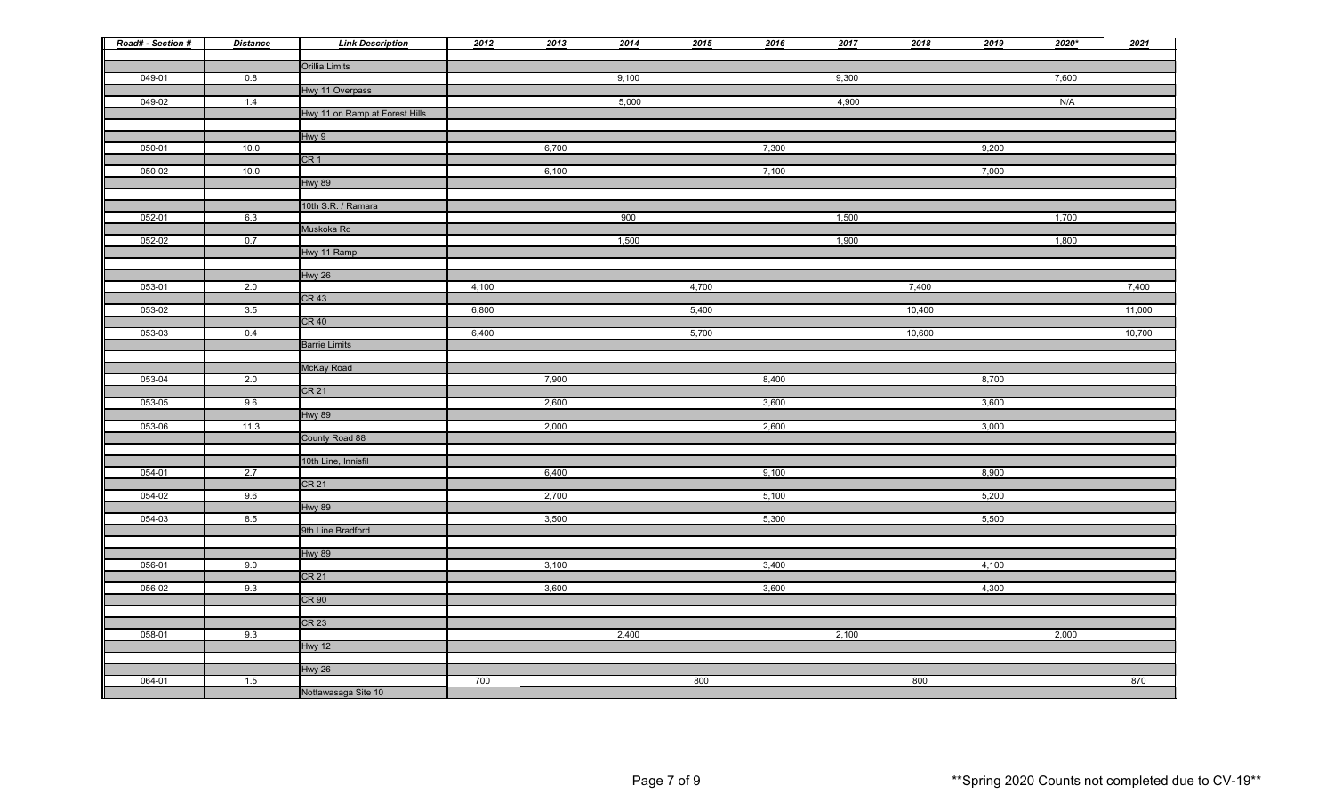| Road# - Section # | Distance | Link Description | 2012 | 2013 | 2014 | 2015 | 2016 | 2017 | 2018 | 2019 | 2020* | 2021 |
|---|---|---|---|---|---|---|---|---|---|---|---|---|
| | | Orillia Limits | | | | | | | | | | |
| 049-01 | 0.8 | | | | 9,100 | | | 9,300 | | | 7,600 | |
| | | Hwy 11 Overpass | | | | | | | | | | |
| 049-02 | 1.4 | | | | 5,000 | | | 4,900 | | | N/A | |
| | | Hwy 11 on Ramp at Forest Hills | | | | | | | | | | |
| | | Hwy 9 | | | | | | | | | | |
| 050-01 | 10.0 | | | 6,700 | | | 7,300 | | | 9,200 | | |
| | | CR 1 | | | | | | | | | | |
| 050-02 | 10.0 | | | 6,100 | | | 7,100 | | | 7,000 | | |
| | | Hwy 89 | | | | | | | | | | |
| | | 10th S.R. / Ramara | | | | | | | | | | |
| 052-01 | 6.3 | | | | 900 | | | 1,500 | | | 1,700 | |
| | | Muskoka Rd | | | | | | | | | | |
| 052-02 | 0.7 | | | | 1,500 | | | 1,900 | | | 1,800 | |
| | | Hwy 11 Ramp | | | | | | | | | | |
| | | Hwy 26 | | | | | | | | | | |
| 053-01 | 2.0 | | 4,100 | | | 4,700 | | | 7,400 | | | 7,400 |
| | | CR 43 | | | | | | | | | | |
| 053-02 | 3.5 | | 6,800 | | | 5,400 | | | 10,400 | | | 11,000 |
| | | CR 40 | | | | | | | | | | |
| 053-03 | 0.4 | | 6,400 | | | 5,700 | | | 10,600 | | | 10,700 |
| | | Barrie Limits | | | | | | | | | | |
| | | McKay Road | | | | | | | | | | |
| 053-04 | 2.0 | | | 7,900 | | | 8,400 | | | 8,700 | | |
| | | CR 21 | | | | | | | | | | |
| 053-05 | 9.6 | | | 2,600 | | | 3,600 | | | 3,600 | | |
| | | Hwy 89 | | | | | | | | | | |
| 053-06 | 11.3 | | | 2,000 | | | 2,600 | | | 3,000 | | |
| | | County Road 88 | | | | | | | | | | |
| | | 10th Line, Innisfil | | | | | | | | | | |
| 054-01 | 2.7 | | | 6,400 | | | 9,100 | | | 8,900 | | |
| | | CR 21 | | | | | | | | | | |
| 054-02 | 9.6 | | | 2,700 | | | 5,100 | | | 5,200 | | |
| | | Hwy 89 | | | | | | | | | | |
| 054-03 | 8.5 | | | 3,500 | | | 5,300 | | | 5,500 | | |
| | | 9th Line Bradford | | | | | | | | | | |
| | | Hwy 89 | | | | | | | | | | |
| 056-01 | 9.0 | | | 3,100 | | | 3,400 | | | 4,100 | | |
| | | CR 21 | | | | | | | | | | |
| 056-02 | 9.3 | | | 3,600 | | | 3,600 | | | 4,300 | | |
| | | CR 90 | | | | | | | | | | |
| | | CR 23 | | | | | | | | | | |
| 058-01 | 9.3 | | | | 2,400 | | | 2,100 | | | 2,000 | |
| | | Hwy 12 | | | | | | | | | | |
| | | Hwy 26 | | | | | | | | | | |
| 064-01 | 1.5 | | 700 | | | 800 | | | 800 | | | 870 |
| | | Nottawasaga Site 10 | | | | | | | | | | |

**Spring 2020 Counts not completed due to CV-19**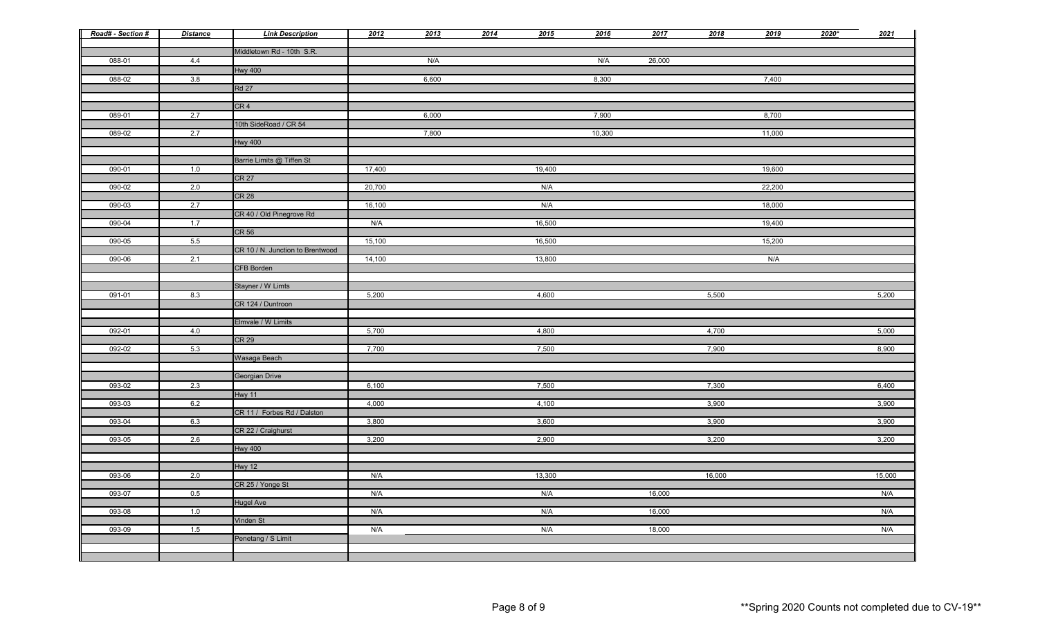| Road# - Section # | Distance | Link Description | 2012 | 2013 | 2014 | 2015 | 2016 | 2017 | 2018 | 2019 | 2020* | 2021 |
|---|---|---|---|---|---|---|---|---|---|---|---|---|
| | | Middletown Rd - 10th S.R. | | | | | | | | | | |
| 088-01 | 4.4 | | | N/A | | | N/A | 26,000 | | | | |
| | | Hwy 400 | | | | | | | | | | |
| 088-02 | 3.8 | | | 6,600 | | | 8,300 | | | 7,400 | | |
| | | Rd 27 | | | | | | | | | | |
| | | | | | | | | | | | | |
| | | CR 4 | | | | | | | | | | |
| 089-01 | 2.7 | | | 6,000 | | | 7,900 | | | 8,700 | | |
| | | 10th SideRoad / CR 54 | | | | | | | | | | |
| 089-02 | 2.7 | | | 7,800 | | | 10,300 | | | 11,000 | | |
| | | Hwy 400 | | | | | | | | | | |
| | | | | | | | | | | | | |
| | | Barrie Limits @ Tiffen St | | | | | | | | | | |
| 090-01 | 1.0 | | 17,400 | | | 19,400 | | | | 19,600 | | |
| | | CR 27 | | | | | | | | | | |
| 090-02 | 2.0 | | 20,700 | | | N/A | | | | 22,200 | | |
| | | CR 28 | | | | | | | | | | |
| 090-03 | 2.7 | | 16,100 | | | N/A | | | | 18,000 | | |
| | | CR 40 / Old Pinegrove Rd | | | | | | | | | | |
| 090-04 | 1.7 | | N/A | | | 16,500 | | | | 19,400 | | |
| | | CR 56 | | | | | | | | | | |
| 090-05 | 5.5 | | 15,100 | | | 16,500 | | | | 15,200 | | |
| | | CR 10 / N. Junction to Brentwood | | | | | | | | | | |
| 090-06 | 2.1 | | 14,100 | | | 13,800 | | | | N/A | | |
| | | CFB Borden | | | | | | | | | | |
| | | | | | | | | | | | | |
| | | Stayner / W Limts | | | | | | | | | | |
| 091-01 | 8.3 | | 5,200 | | | 4,600 | | | 5,500 | | | 5,200 |
| | | CR 124 / Duntroon | | | | | | | | | | |
| | | | | | | | | | | | | |
| | | Elmvale / W Limits | | | | | | | | | | |
| 092-01 | 4.0 | | 5,700 | | | 4,800 | | | 4,700 | | | 5,000 |
| | | CR 29 | | | | | | | | | | |
| 092-02 | 5.3 | | 7,700 | | | 7,500 | | | 7,900 | | | 8,900 |
| | | Wasaga Beach | | | | | | | | | | |
| | | | | | | | | | | | | |
| | | Georgian Drive | | | | | | | | | | |
| 093-02 | 2.3 | | 6,100 | | | 7,500 | | | 7,300 | | | 6,400 |
| | | Hwy 11 | | | | | | | | | | |
| 093-03 | 6.2 | | 4,000 | | | 4,100 | | | 3,900 | | | 3,900 |
| | | CR 11 / Forbes Rd / Dalston | | | | | | | | | | |
| 093-04 | 6.3 | | 3,800 | | | 3,600 | | | 3,900 | | | 3,900 |
| | | CR 22 / Craighurst | | | | | | | | | | |
| 093-05 | 2.6 | | 3,200 | | | 2,900 | | | 3,200 | | | 3,200 |
| | | Hwy 400 | | | | | | | | | | |
| | | | | | | | | | | | | |
| | | Hwy 12 | | | | | | | | | | |
| 093-06 | 2.0 | | N/A | | | 13,300 | | | 16,000 | | | 15,000 |
| | | CR 25 / Yonge St | | | | | | | | | | |
| 093-07 | 0.5 | | N/A | | | N/A | | 16,000 | | | | N/A |
| | | Hugel Ave | | | | | | | | | | |
| 093-08 | 1.0 | | N/A | | | N/A | | 16,000 | | | | N/A |
| | | Vinden St | | | | | | | | | | |
| 093-09 | 1.5 | | N/A | | | N/A | | 18,000 | | | | N/A |
| | | Penetang / S Limit | | | | | | | | | | |

**Spring 2020 Counts not completed due to CV-19**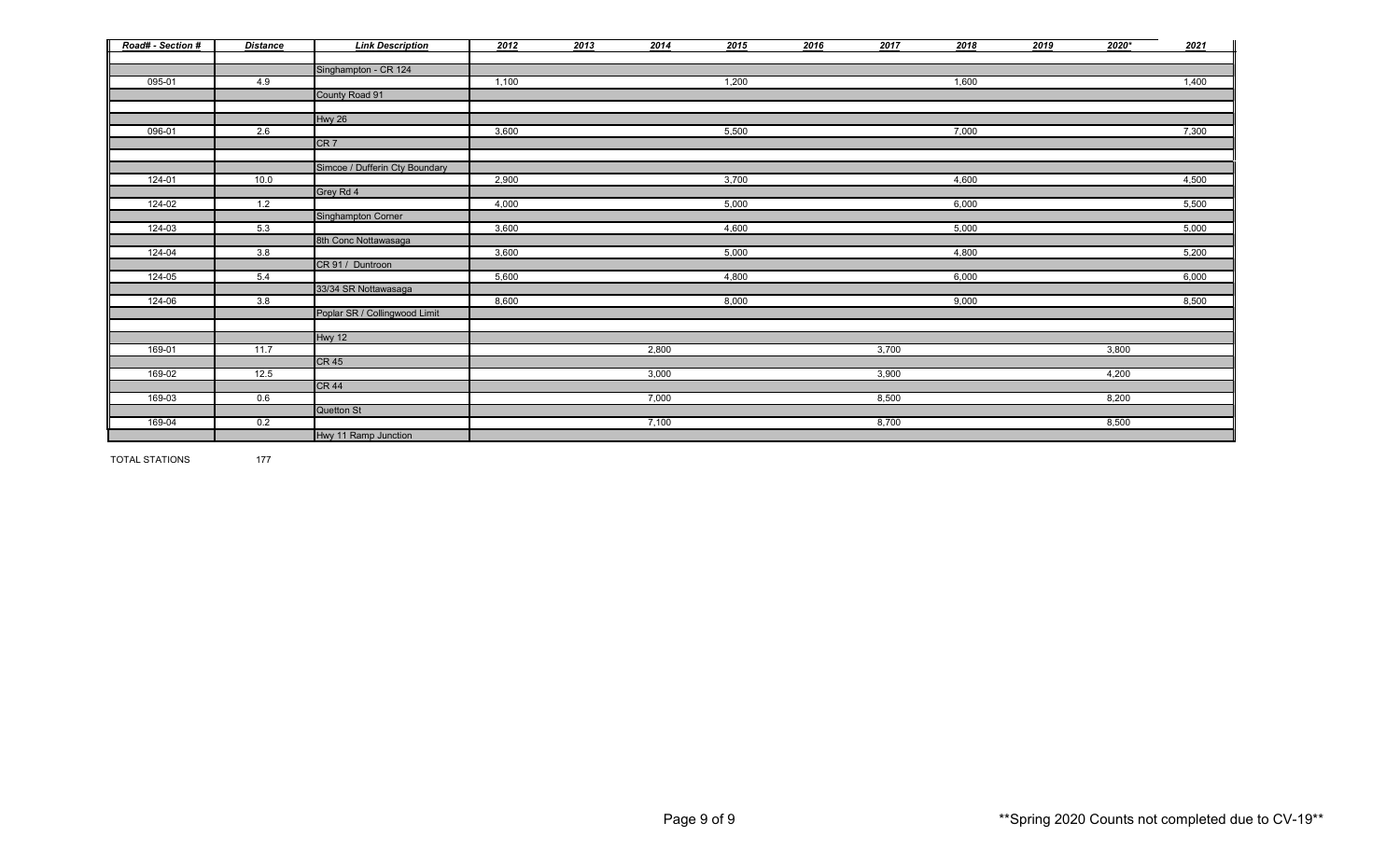| Road# - Section # | Distance | Link Description | 2012 | 2013 | 2014 | 2015 | 2016 | 2017 | 2018 | 2019 | 2020* | 2021 |
|---|---|---|---|---|---|---|---|---|---|---|---|---|
| | | Singhampton - CR 124 | | | | | | | | | | |
| 095-01 | 4.9 | | 1,100 | | | 1,200 | | | 1,600 | | | 1,400 |
| | | County Road 91 | | | | | | | | | | |
| | | Hwy 26 | | | | | | | | | | |
| 096-01 | 2.6 | | 3,600 | | | 5,500 | | | 7,000 | | | 7,300 |
| | | CR 7 | | | | | | | | | | |
| | | Simcoe / Dufferin Cty Boundary | | | | | | | | | | |
| 124-01 | 10.0 | | 2,900 | | | 3,700 | | | 4,600 | | | 4,500 |
| | | Grey Rd 4 | | | | | | | | | | |
| 124-02 | 1.2 | | 4,000 | | | 5,000 | | | 6,000 | | | 5,500 |
| | | Singhampton Corner | | | | | | | | | | |
| 124-03 | 5.3 | | 3,600 | | | 4,600 | | | 5,000 | | | 5,000 |
| | | 8th Conc Nottawasaga | | | | | | | | | | |
| 124-04 | 3.8 | | 3,600 | | | 5,000 | | | 4,800 | | | 5,200 |
| | | CR 91 / Duntroon | | | | | | | | | | |
| 124-05 | 5.4 | | 5,600 | | | 4,800 | | | 6,000 | | | 6,000 |
| | | 33/34 SR Nottawasaga | | | | | | | | | | |
| 124-06 | 3.8 | | 8,600 | | | 8,000 | | | 9,000 | | | 8,500 |
| | | Poplar SR / Collingwood Limit | | | | | | | | | | |
| | | Hwy 12 | | | | | | | | | | |
| 169-01 | 11.7 | | | | 2,800 | | | 3,700 | | | 3,800 | |
| | | CR 45 | | | | | | | | | | |
| 169-02 | 12.5 | | | | 3,000 | | | 3,900 | | | 4,200 | |
| | | CR 44 | | | | | | | | | | |
| 169-03 | 0.6 | | | | 7,000 | | | 8,500 | | | 8,200 | |
| | | Quetton St | | | | | | | | | | |
| 169-04 | 0.2 | | | | 7,100 | | | 8,700 | | | 8,500 | |
| | | Hwy 11 Ramp Junction | | | | | | | | | | |

TOTAL STATIONS 177

**Spring 2020 Counts not completed due to CV-19**